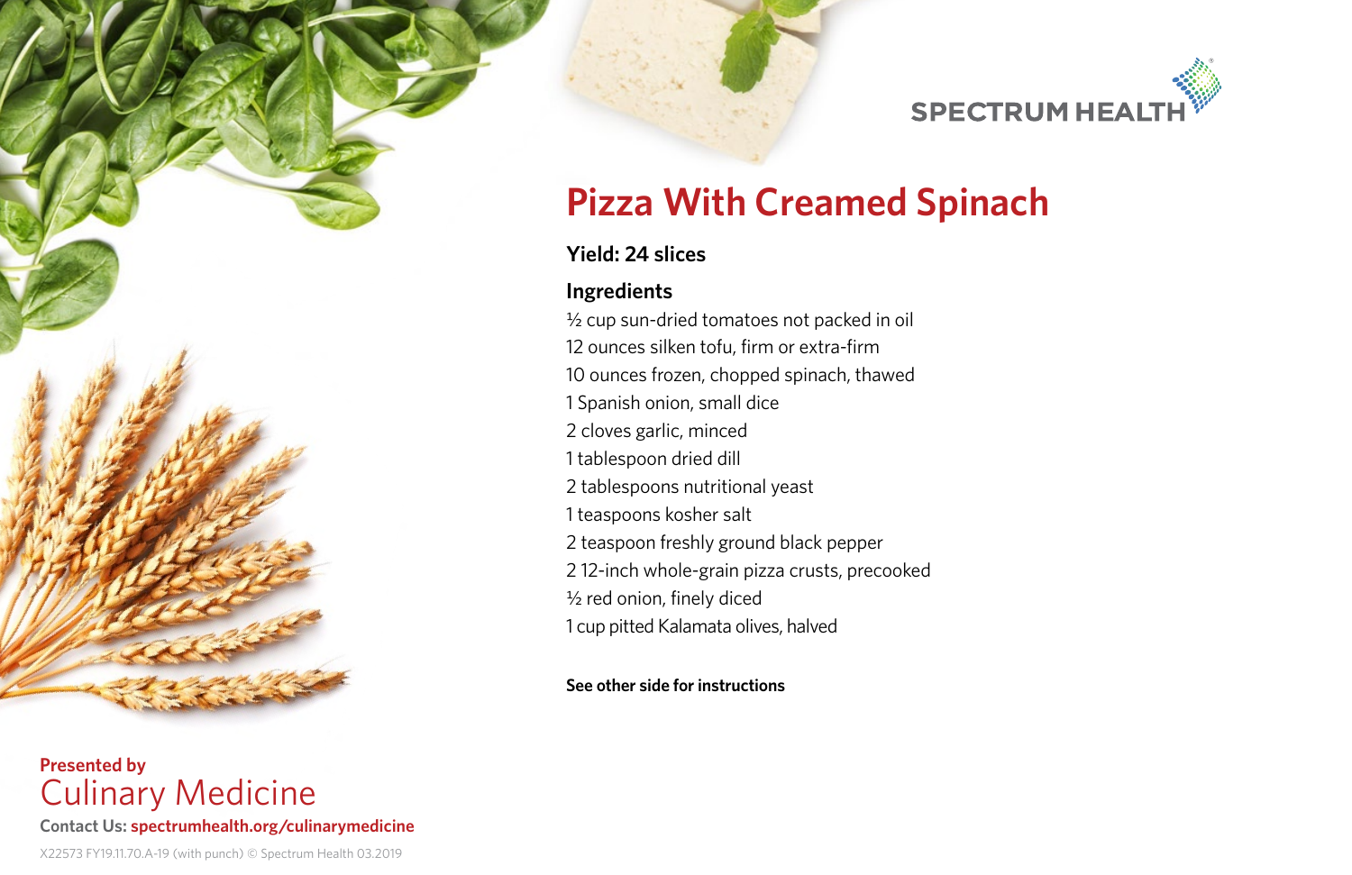SPECTRUM HEALTH

# Pizza With Creamed Spinach

**Yield: 24 slices**

## Ingredients

½ cup sun-dried tomatoes not packed in oil
12 ounces silken tofu, firm or extra-firm
10 ounces frozen, chopped spinach, thawed
1 Spanish onion, small dice
2 cloves garlic, minced
1 tablespoon dried dill
2 tablespoons nutritional yeast
1 teaspoons kosher salt
2 teaspoon freshly ground black pepper
2 12-inch whole-grain pizza crusts, precooked
½ red onion, finely diced
1 cup pitted Kalamata olives, halved

**See other side for instructions**

**Presented by**
Culinary Medicine

**Contact Us: spectrumhealth.org/culinarymedicine**

X22573 FY19.11.70.A-19 (with punch) © Spectrum Health 03.2019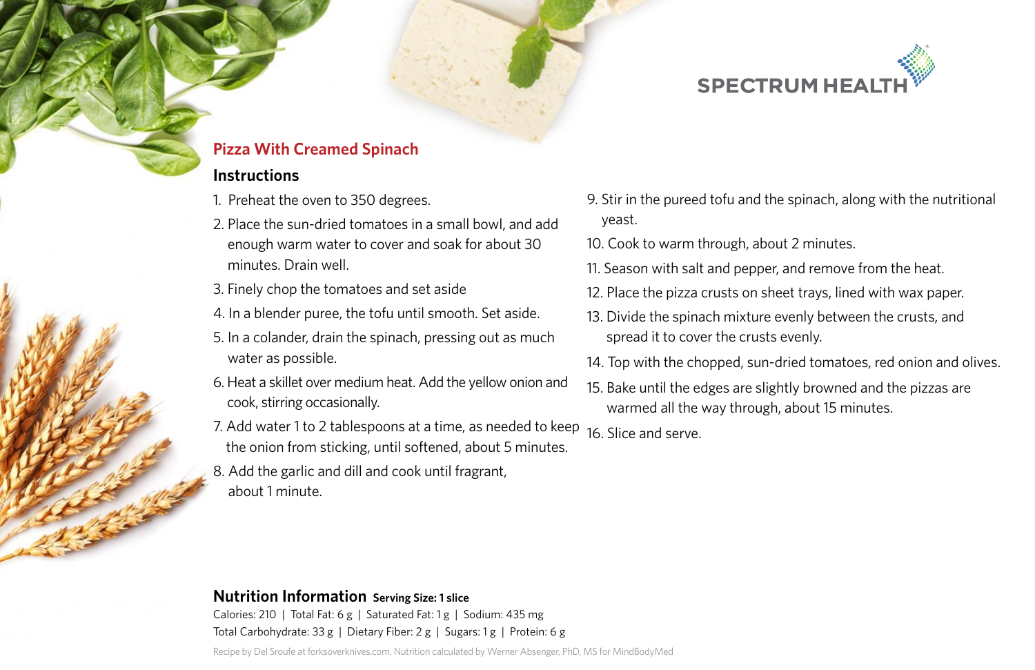## Pizza With Creamed Spinach

### Instructions

1. Preheat the oven to 350 degrees.
2. Place the sun-dried tomatoes in a small bowl, and add enough warm water to cover and soak for about 30 minutes. Drain well.
3. Finely chop the tomatoes and set aside
4. In a blender puree, the tofu until smooth. Set aside.
5. In a colander, drain the spinach, pressing out as much water as possible.
6. Heat a skillet over medium heat. Add the yellow onion and cook, stirring occasionally.
7. Add water 1 to 2 tablespoons at a time, as needed to keep the onion from sticking, until softened, about 5 minutes.
8. Add the garlic and dill and cook until fragrant, about 1 minute.
9. Stir in the pureed tofu and the spinach, along with the nutritional yeast.
10. Cook to warm through, about 2 minutes.
11. Season with salt and pepper, and remove from the heat.
12. Place the pizza crusts on sheet trays, lined with wax paper.
13. Divide the spinach mixture evenly between the crusts, and spread it to cover the crusts evenly.
14. Top with the chopped, sun-dried tomatoes, red onion and olives.
15. Bake until the edges are slightly browned and the pizzas are warmed all the way through, about 15 minutes.
16. Slice and serve.

### Nutrition Information **Serving Size: 1 slice**

Calories: 210 | Total Fat: 6 g | Saturated Fat: 1 g | Sodium: 435 mg
Total Carbohydrate: 33 g | Dietary Fiber: 2 g | Sugars: 1 g | Protein: 6 g

Recipe by Del Sroufe at forksoverknives.com. Nutrition calculated by Werner Absenger, PhD, MS for MindBodyMed